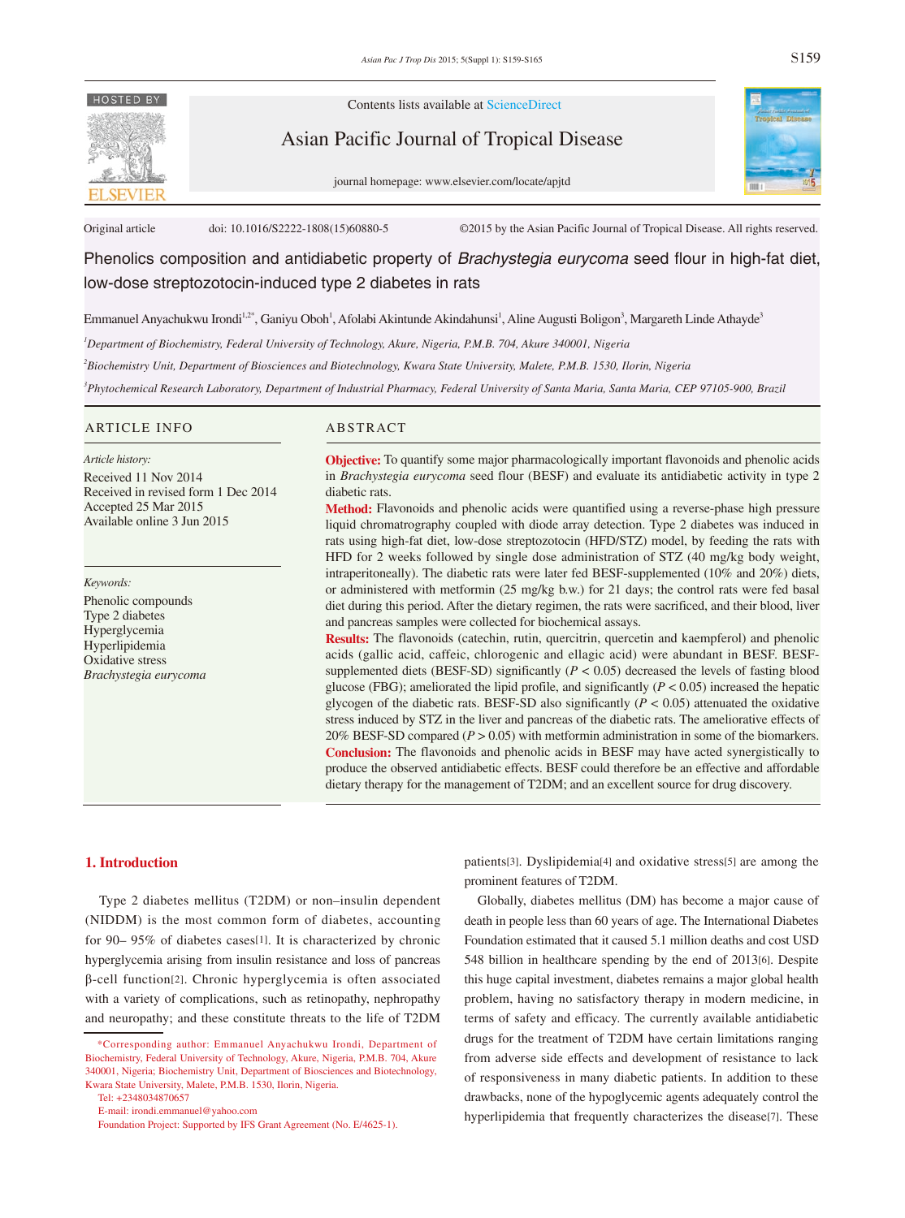Original article doi: 10.1016/S2222-1808(15)60880-5 ©2015 by the Asian Pacific Journal of Tropical Disease. All rights reserved.

# Phenolics composition and antidiabetic property of *Brachystegia eurycoma* seed flour in high-fat diet, low-dose streptozotocin-induced type 2 diabetes in rats

Emmanuel Anyachukwu Irondi[1,2*], Ganiyu Oboh[1], Afolabi Akintunde Akindahunsi[1], Aline Augusti Boligon[3], Margareth Linde Athayde[3]

[1]*Department of Biochemistry, Federal University of Technology, Akure, Nigeria, P.M.B. 704, Akure 340001, Nigeria*

[2]*Biochemistry Unit, Department of Biosciences and Biotechnology, Kwara State University, Malete, P.M.B. 1530, Ilorin, Nigeria*

[3]*Phytochemical Research Laboratory, Department of Industrial Pharmacy, Federal University of Santa Maria, Santa Maria, CEP 97105-900, Brazil*

## ARTICLE INFO

*Article history:*
Received 11 Nov 2014
Received in revised form 1 Dec 2014
Accepted 25 Mar 2015
Available online 3 Jun 2015

*Keywords:*
Phenolic compounds
Type 2 diabetes
Hyperglycemia
Hyperlipidemia
Oxidative stress
*Brachystegia eurycoma*

## ABSTRACT

**Objective:** To quantify some major pharmacologically important flavonoids and phenolic acids in *Brachystegia eurycoma* seed flour (BESF) and evaluate its antidiabetic activity in type 2 diabetic rats.

**Method:** Flavonoids and phenolic acids were quantified using a reverse-phase high pressure liquid chromatrography coupled with diode array detection. Type 2 diabetes was induced in rats using high-fat diet, low-dose streptozotocin (HFD/STZ) model, by feeding the rats with HFD for 2 weeks followed by single dose administration of STZ (40 mg/kg body weight, intraperitoneally). The diabetic rats were later fed BESF-supplemented (10% and 20%) diets, or administered with metformin (25 mg/kg b.w.) for 21 days; the control rats were fed basal diet during this period. After the dietary regimen, the rats were sacrificed, and their blood, liver and pancreas samples were collected for biochemical assays.

**Results:** The flavonoids (catechin, rutin, quercitrin, quercetin and kaempferol) and phenolic acids (gallic acid, caffeic, chlorogenic and ellagic acid) were abundant in BESF. BESF-supplemented diets (BESF-SD) significantly ($P < 0.05$) decreased the levels of fasting blood glucose (FBG); ameliorated the lipid profile, and significantly ($P < 0.05$) increased the hepatic glycogen of the diabetic rats. BESF-SD also significantly ($P < 0.05$) attenuated the oxidative stress induced by STZ in the liver and pancreas of the diabetic rats. The ameliorative effects of 20% BESF-SD compared ($P > 0.05$) with metformin administration in some of the biomarkers.

**Conclusion:** The flavonoids and phenolic acids in BESF may have acted synergistically to produce the observed antidiabetic effects. BESF could therefore be an effective and affordable dietary therapy for the management of T2DM; and an excellent source for drug discovery.

## 1. Introduction

Type 2 diabetes mellitus (T2DM) or non–insulin dependent (NIDDM) is the most common form of diabetes, accounting for 90– 95% of diabetes cases[1]. It is characterized by chronic hyperglycemia arising from insulin resistance and loss of pancreas β-cell function[2]. Chronic hyperglycemia is often associated with a variety of complications, such as retinopathy, nephropathy and neuropathy; and these constitute threats to the life of T2DM patients[3]. Dyslipidemia[4] and oxidative stress[5] are among the prominent features of T2DM.

Globally, diabetes mellitus (DM) has become a major cause of death in people less than 60 years of age. The International Diabetes Foundation estimated that it caused 5.1 million deaths and cost USD 548 billion in healthcare spending by the end of 2013[6]. Despite this huge capital investment, diabetes remains a major global health problem, having no satisfactory therapy in modern medicine, in terms of safety and efficacy. The currently available antidiabetic drugs for the treatment of T2DM have certain limitations ranging from adverse side effects and development of resistance to lack of responsiveness in many diabetic patients. In addition to these drawbacks, none of the hypoglycemic agents adequately control the hyperlipidemia that frequently characterizes the disease[7]. These

*Corresponding author: Emmanuel Anyachukwu Irondi, Department of Biochemistry, Federal University of Technology, Akure, Nigeria, P.M.B. 704, Akure 340001, Nigeria; Biochemistry Unit, Department of Biosciences and Biotechnology, Kwara State University, Malete, P.M.B. 1530, Ilorin, Nigeria.
Tel: +2348034870657
E-mail: irondi.emmanuel@yahoo.com
Foundation Project: Supported by IFS Grant Agreement (No. E/4625-1).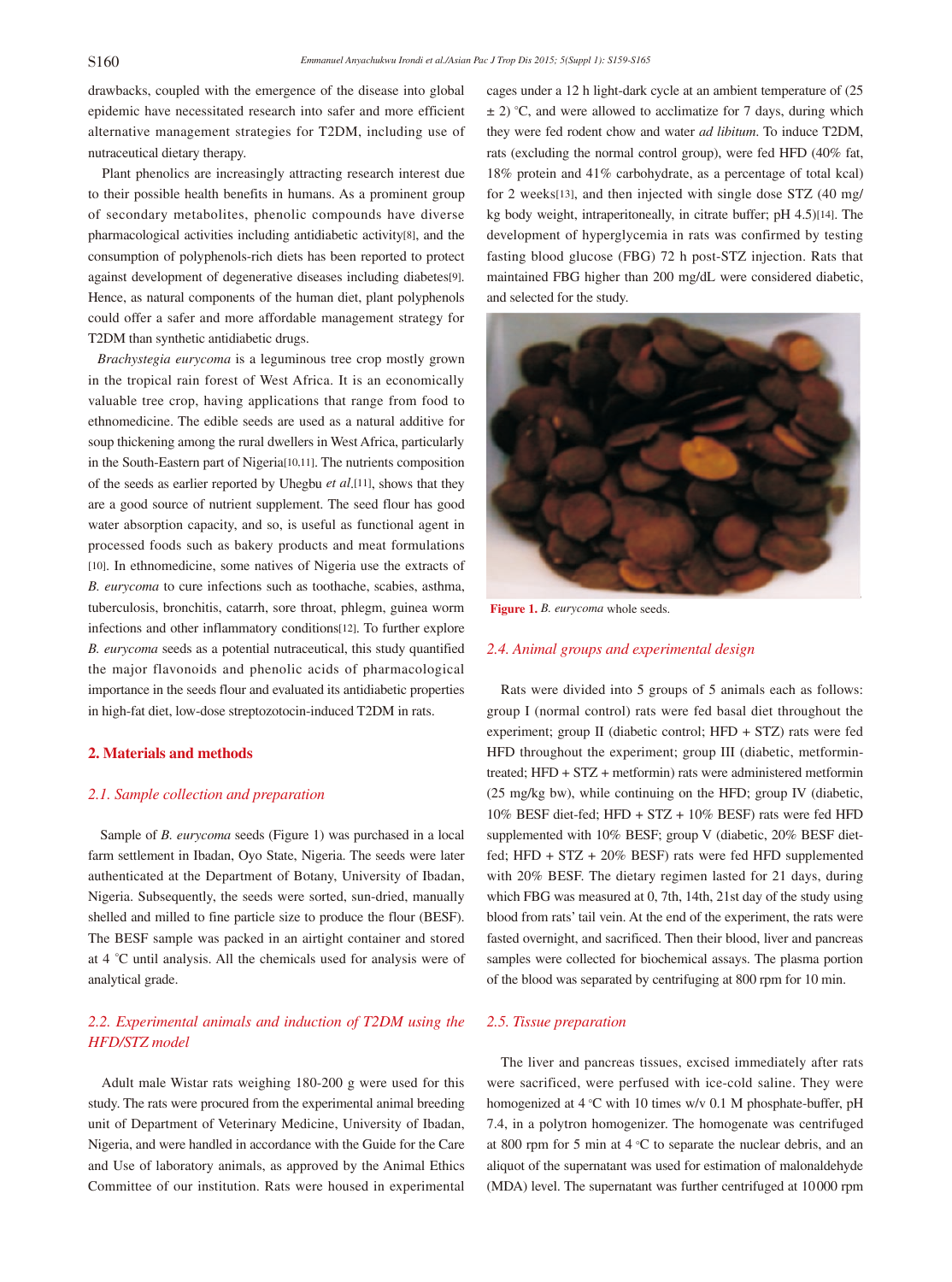drawbacks, coupled with the emergence of the disease into global epidemic have necessitated research into safer and more efficient alternative management strategies for T2DM, including use of nutraceutical dietary therapy.

Plant phenolics are increasingly attracting research interest due to their possible health benefits in humans. As a prominent group of secondary metabolites, phenolic compounds have diverse pharmacological activities including antidiabetic activity[8], and the consumption of polyphenols-rich diets has been reported to protect against development of degenerative diseases including diabetes[9]. Hence, as natural components of the human diet, plant polyphenols could offer a safer and more affordable management strategy for T2DM than synthetic antidiabetic drugs.

*Brachystegia eurycoma* is a leguminous tree crop mostly grown in the tropical rain forest of West Africa. It is an economically valuable tree crop, having applications that range from food to ethnomedicine. The edible seeds are used as a natural additive for soup thickening among the rural dwellers in West Africa, particularly in the South-Eastern part of Nigeria[10,11]. The nutrients composition of the seeds as earlier reported by Uhegbu *et al.*[11], shows that they are a good source of nutrient supplement. The seed flour has good water absorption capacity, and so, is useful as functional agent in processed foods such as bakery products and meat formulations [10]. In ethnomedicine, some natives of Nigeria use the extracts of *B. eurycoma* to cure infections such as toothache, scabies, asthma, tuberculosis, bronchitis, catarrh, sore throat, phlegm, guinea worm infections and other inflammatory conditions[12]. To further explore *B. eurycoma* seeds as a potential nutraceutical, this study quantified the major flavonoids and phenolic acids of pharmacological importance in the seeds flour and evaluated its antidiabetic properties in high-fat diet, low-dose streptozotocin-induced T2DM in rats.

## 2. Materials and methods

### 2.1. Sample collection and preparation

Sample of *B. eurycoma* seeds (Figure 1) was purchased in a local farm settlement in Ibadan, Oyo State, Nigeria. The seeds were later authenticated at the Department of Botany, University of Ibadan, Nigeria. Subsequently, the seeds were sorted, sun-dried, manually shelled and milled to fine particle size to produce the flour (BESF). The BESF sample was packed in an airtight container and stored at 4 °C until analysis. All the chemicals used for analysis were of analytical grade.

### 2.2. Experimental animals and induction of T2DM using the HFD/STZ model

Adult male Wistar rats weighing 180-200 g were used for this study. The rats were procured from the experimental animal breeding unit of Department of Veterinary Medicine, University of Ibadan, Nigeria, and were handled in accordance with the Guide for the Care and Use of laboratory animals, as approved by the Animal Ethics Committee of our institution. Rats were housed in experimental cages under a 12 h light-dark cycle at an ambient temperature of (25 ± 2) °C, and were allowed to acclimatize for 7 days, during which they were fed rodent chow and water *ad libitum*. To induce T2DM, rats (excluding the normal control group), were fed HFD (40% fat, 18% protein and 41% carbohydrate, as a percentage of total kcal) for 2 weeks[13], and then injected with single dose STZ (40 mg/kg body weight, intraperitoneally, in citrate buffer; pH 4.5)[14]. The development of hyperglycemia in rats was confirmed by testing fasting blood glucose (FBG) 72 h post-STZ injection. Rats that maintained FBG higher than 200 mg/dL were considered diabetic, and selected for the study.

**Figure 1.** *B. eurycoma* whole seeds.

### 2.4. Animal groups and experimental design

Rats were divided into 5 groups of 5 animals each as follows: group I (normal control) rats were fed basal diet throughout the experiment; group II (diabetic control; HFD + STZ) rats were fed HFD throughout the experiment; group III (diabetic, metformin-treated; HFD + STZ + metformin) rats were administered metformin (25 mg/kg bw), while continuing on the HFD; group IV (diabetic, 10% BESF diet-fed; HFD + STZ + 10% BESF) rats were fed HFD supplemented with 10% BESF; group V (diabetic, 20% BESF diet-fed; HFD + STZ + 20% BESF) rats were fed HFD supplemented with 20% BESF. The dietary regimen lasted for 21 days, during which FBG was measured at 0, 7th, 14th, 21st day of the study using blood from rats' tail vein. At the end of the experiment, the rats were fasted overnight, and sacrificed. Then their blood, liver and pancreas samples were collected for biochemical assays. The plasma portion of the blood was separated by centrifuging at 800 rpm for 10 min.

### 2.5. Tissue preparation

The liver and pancreas tissues, excised immediately after rats were sacrificed, were perfused with ice-cold saline. They were homogenized at 4 °C with 10 times w/v 0.1 M phosphate-buffer, pH 7.4, in a polytron homogenizer. The homogenate was centrifuged at 800 rpm for 5 min at 4 °C to separate the nuclear debris, and an aliquot of the supernatant was used for estimation of malonaldehyde (MDA) level. The supernatant was further centrifuged at 10000 rpm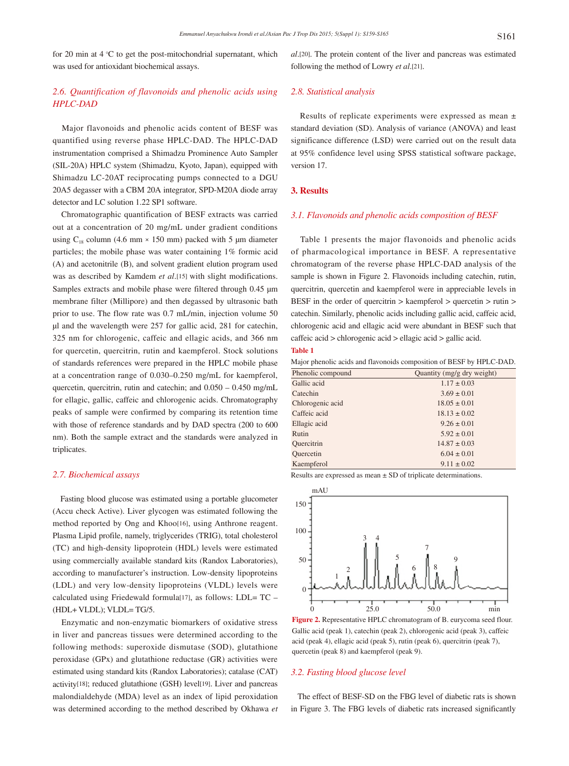for 20 min at 4 ℃ to get the post-mitochondrial supernatant, which was used for antioxidant biochemical assays.

### 2.6. Quantification of flavonoids and phenolic acids using HPLC-DAD

Major flavonoids and phenolic acids content of BESF was quantified using reverse phase HPLC-DAD. The HPLC-DAD instrumentation comprised a Shimadzu Prominence Auto Sampler (SIL-20A) HPLC system (Shimadzu, Kyoto, Japan), equipped with Shimadzu LC-20AT reciprocating pumps connected to a DGU 20A5 degasser with a CBM 20A integrator, SPD-M20A diode array detector and LC solution 1.22 SP1 software.

Chromatographic quantification of BESF extracts was carried out at a concentration of 20 mg/mL under gradient conditions using $C_{18}$ column (4.6 mm × 150 mm) packed with 5 μm diameter particles; the mobile phase was water containing 1% formic acid (A) and acetonitrile (B), and solvent gradient elution program used was as described by Kamdem *et al*.[15] with slight modifications. Samples extracts and mobile phase were filtered through 0.45 μm membrane filter (Millipore) and then degassed by ultrasonic bath prior to use. The flow rate was 0.7 mL/min, injection volume 50 μl and the wavelength were 257 for gallic acid, 281 for catechin, 325 nm for chlorogenic, caffeic and ellagic acids, and 366 nm for quercetin, quercitrin, rutin and kaempferol. Stock solutions of standards references were prepared in the HPLC mobile phase at a concentration range of 0.030–0.250 mg/mL for kaempferol, quercetin, quercitrin, rutin and catechin; and 0.050 – 0.450 mg/mL for ellagic, gallic, caffeic and chlorogenic acids. Chromatography peaks of sample were confirmed by comparing its retention time with those of reference standards and by DAD spectra (200 to 600 nm). Both the sample extract and the standards were analyzed in triplicates.

### 2.7. Biochemical assays

Fasting blood glucose was estimated using a portable glucometer (Accu check Active). Liver glycogen was estimated following the method reported by Ong and Khoo[16], using Anthrone reagent. Plasma Lipid profile, namely, triglycerides (TRIG), total cholesterol (TC) and high-density lipoprotein (HDL) levels were estimated using commercially available standard kits (Randox Laboratories), according to manufacturer's instruction. Low-density lipoproteins (LDL) and very low-density lipoproteins (VLDL) levels were calculated using Friedewald formula[17], as follows: LDL= TC – (HDL+ VLDL); VLDL= TG/5.

Enzymatic and non-enzymatic biomarkers of oxidative stress in liver and pancreas tissues were determined according to the following methods: superoxide dismutase (SOD), glutathione peroxidase (GPx) and glutathione reductase (GR) activities were estimated using standard kits (Randox Laboratories); catalase (CAT) activity[18]; reduced glutathione (GSH) level[19]. Liver and pancreas malondialdehyde (MDA) level as an index of lipid peroxidation was determined according to the method described by Okhawa *et al*.[20]. The protein content of the liver and pancreas was estimated following the method of Lowry *et al*.[21].

### 2.8. Statistical analysis

Results of replicate experiments were expressed as mean ± standard deviation (SD). Analysis of variance (ANOVA) and least significance difference (LSD) were carried out on the result data at 95% confidence level using SPSS statistical software package, version 17.

## 3. Results

### 3.1. Flavonoids and phenolic acids composition of BESF

Table 1 presents the major flavonoids and phenolic acids of pharmacological importance in BESF. A representative chromatogram of the reverse phase HPLC-DAD analysis of the sample is shown in Figure 2. Flavonoids including catechin, rutin, quercitrin, quercetin and kaempferol were in appreciable levels in BESF in the order of quercitrin > kaempferol > quercetin > rutin > catechin. Similarly, phenolic acids including gallic acid, caffeic acid, chlorogenic acid and ellagic acid were abundant in BESF such that caffeic acid > chlorogenic acid > ellagic acid > gallic acid.

**Table 1**

Major phenolic acids and flavonoids composition of BESF by HPLC-DAD.

| Phenolic compound | Quantity (mg/g dry weight) |
| --- | --- |
| Gallic acid | 1.17 ± 0.03 |
| Catechin | 3.69 ± 0.01 |
| Chlorogenic acid | 18.05 ± 0.01 |
| Caffeic acid | 18.13 ± 0.02 |
| Ellagic acid | 9.26 ± 0.01 |
| Rutin | 5.92 ± 0.01 |
| Quercitrin | 14.87 ± 0.03 |
| Quercetin | 6.04 ± 0.01 |
| Kaempferol | 9.11 ± 0.02 |

Results are expressed as mean ± SD of triplicate determinations.

**Figure 2.** Representative HPLC chromatogram of B. eurycoma seed flour. Gallic acid (peak 1), catechin (peak 2), chlorogenic acid (peak 3), caffeic acid (peak 4), ellagic acid (peak 5), rutin (peak 6), quercitrin (peak 7), quercetin (peak 8) and kaempferol (peak 9).

### 3.2. Fasting blood glucose level

The effect of BESF-SD on the FBG level of diabetic rats is shown in Figure 3. The FBG levels of diabetic rats increased significantly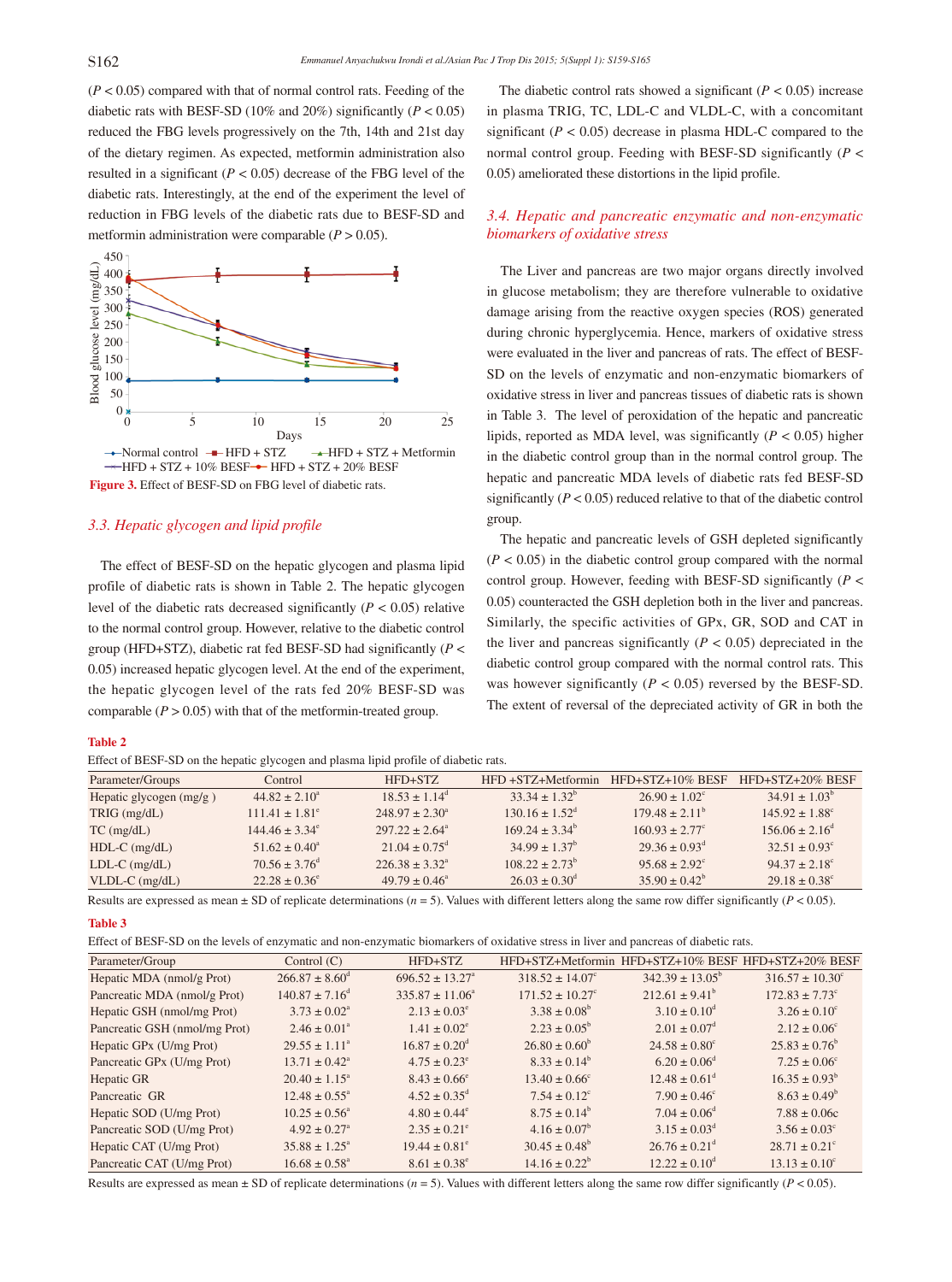($P < 0.05$) compared with that of normal control rats. Feeding of the diabetic rats with BESF-SD (10% and 20%) significantly ($P < 0.05$) reduced the FBG levels progressively on the 7th, 14th and 21st day of the dietary regimen. As expected, metformin administration also resulted in a significant ($P < 0.05$) decrease of the FBG level of the diabetic rats. Interestingly, at the end of the experiment the level of reduction in FBG levels of the diabetic rats due to BESF-SD and metformin administration were comparable ($P > 0.05$).

**Figure 3.** Effect of BESF-SD on FBG level of diabetic rats.

### 3.3. Hepatic glycogen and lipid profile

The effect of BESF-SD on the hepatic glycogen and plasma lipid profile of diabetic rats is shown in Table 2. The hepatic glycogen level of the diabetic rats decreased significantly ($P < 0.05$) relative to the normal control group. However, relative to the diabetic control group (HFD+STZ), diabetic rat fed BESF-SD had significantly ($P < 0.05$) increased hepatic glycogen level. At the end of the experiment, the hepatic glycogen level of the rats fed 20% BESF-SD was comparable ($P > 0.05$) with that of the metformin-treated group.

The diabetic control rats showed a significant ($P < 0.05$) increase in plasma TRIG, TC, LDL-C and VLDL-C, with a concomitant significant ($P < 0.05$) decrease in plasma HDL-C compared to the normal control group. Feeding with BESF-SD significantly ($P < 0.05$) ameliorated these distortions in the lipid profile.

### 3.4. Hepatic and pancreatic enzymatic and non-enzymatic biomarkers of oxidative stress

The Liver and pancreas are two major organs directly involved in glucose metabolism; they are therefore vulnerable to oxidative damage arising from the reactive oxygen species (ROS) generated during chronic hyperglycemia. Hence, markers of oxidative stress were evaluated in the liver and pancreas of rats. The effect of BESF-SD on the levels of enzymatic and non-enzymatic biomarkers of oxidative stress in liver and pancreas tissues of diabetic rats is shown in Table 3. The level of peroxidation of the hepatic and pancreatic lipids, reported as MDA level, was significantly ($P < 0.05$) higher in the diabetic control group than in the normal control group. The hepatic and pancreatic MDA levels of diabetic rats fed BESF-SD significantly ($P < 0.05$) reduced relative to that of the diabetic control group.

The hepatic and pancreatic levels of GSH depleted significantly ($P < 0.05$) in the diabetic control group compared with the normal control group. However, feeding with BESF-SD significantly ($P < 0.05$) counteracted the GSH depletion both in the liver and pancreas. Similarly, the specific activities of GPx, GR, SOD and CAT in the liver and pancreas significantly ($P < 0.05$) depreciated in the diabetic control group compared with the normal control rats. This was however significantly ($P < 0.05$) reversed by the BESF-SD. The extent of reversal of the depreciated activity of GR in both the

**Table 2**

Effect of BESF-SD on the hepatic glycogen and plasma lipid profile of diabetic rats.

| Parameter/Groups | Control | HFD+STZ | HFD +STZ+Metformin | HFD+STZ+10% BESF | HFD+STZ+20% BESF |
|---|---|---|---|---|---|
| Hepatic glycogen (mg/g ) | 44.82 ± 2.10[a] | 18.53 ± 1.14[d] | 33.34 ± 1.32[b] | 26.90 ± 1.02[c] | 34.91 ± 1.03[b] |
| TRIG (mg/dL) | 111.41 ± 1.81[e] | 248.97 ± 2.30[a] | 130.16 ± 1.52[d] | 179.48 ± 2.11[b] | 145.92 ± 1.88[c] |
| TC (mg/dL) | 144.46 ± 3.34[e] | 297.22 ± 2.64[a] | 169.24 ± 3.34[b] | 160.93 ± 2.77[c] | 156.06 ± 2.16[d] |
| HDL-C (mg/dL) | 51.62 ± 0.40[a] | 21.04 ± 0.75[d] | 34.99 ± 1.37[b] | 29.36 ± 0.93[d] | 32.51 ± 0.93[c] |
| LDL-C (mg/dL) | 70.56 ± 3.76[d] | 226.38 ± 3.32[a] | 108.22 ± 2.73[b] | 95.68 ± 2.92[c] | 94.37 ± 2.18[c] |
| VLDL-C (mg/dL) | 22.28 ± 0.36[e] | 49.79 ± 0.46[a] | 26.03 ± 0.30[d] | 35.90 ± 0.42[b] | 29.18 ± 0.38[c] |

Results are expressed as mean ± SD of replicate determinations ($n = 5$). Values with different letters along the same row differ significantly ($P < 0.05$).

**Table 3**

Effect of BESF-SD on the levels of enzymatic and non-enzymatic biomarkers of oxidative stress in liver and pancreas of diabetic rats.

| Parameter/Group | Control (C) | HFD+STZ | HFD+STZ+Metformin | HFD+STZ+10% BESF | HFD+STZ+20% BESF |
|---|---|---|---|---|---|
| Hepatic MDA (nmol/g Prot) | 266.87 ± 8.60[d] | 696.52 ± 13.27[a] | 318.52 ± 14.07[c] | 342.39 ± 13.05[b] | 316.57 ± 10.30[c] |
| Pancreatic MDA (nmol/g Prot) | 140.87 ± 7.16[d] | 335.87 ± 11.06[a] | 171.52 ± 10.27[c] | 212.61 ± 9.41[b] | 172.83 ± 7.73[c] |
| Hepatic GSH (nmol/mg Prot) | 3.73 ± 0.02[a] | 2.13 ± 0.03[e] | 3.38 ± 0.08[b] | 3.10 ± 0.10[d] | 3.26 ± 0.10[c] |
| Pancreatic GSH (nmol/mg Prot) | 2.46 ± 0.01[a] | 1.41 ± 0.02[e] | 2.23 ± 0.05[b] | 2.01 ± 0.07[d] | 2.12 ± 0.06[c] |
| Hepatic GPx (U/mg Prot) | 29.55 ± 1.11[a] | 16.87 ± 0.20[d] | 26.80 ± 0.60[b] | 24.58 ± 0.80[c] | 25.83 ± 0.76[b] |
| Pancreatic GPx (U/mg Prot) | 13.71 ± 0.42[a] | 4.75 ± 0.23[e] | 8.33 ± 0.14[b] | 6.20 ± 0.06[d] | 7.25 ± 0.06[c] |
| Hepatic GR | 20.40 ± 1.15[a] | 8.43 ± 0.66[e] | 13.40 ± 0.66[c] | 12.48 ± 0.61[d] | 16.35 ± 0.93[b] |
| Pancreatic GR | 12.48 ± 0.55[a] | 4.52 ± 0.35[d] | 7.54 ± 0.12[c] | 7.90 ± 0.46[c] | 8.63 ± 0.49[b] |
| Hepatic SOD (U/mg Prot) | 10.25 ± 0.56[a] | 4.80 ± 0.44[e] | 8.75 ± 0.14[b] | 7.04 ± 0.06[d] | 7.88 ± 0.06c |
| Pancreatic SOD (U/mg Prot) | 4.92 ± 0.27[a] | 2.35 ± 0.21[e] | 4.16 ± 0.07[b] | 3.15 ± 0.03[d] | 3.56 ± 0.03[c] |
| Hepatic CAT (U/mg Prot) | 35.88 ± 1.25[a] | 19.44 ± 0.81[e] | 30.45 ± 0.48[b] | 26.76 ± 0.21[d] | 28.71 ± 0.21[c] |
| Pancreatic CAT (U/mg Prot) | 16.68 ± 0.58[a] | 8.61 ± 0.38[e] | 14.16 ± 0.22[b] | 12.22 ± 0.10[d] | 13.13 ± 0.10[c] |

Results are expressed as mean ± SD of replicate determinations ($n = 5$). Values with different letters along the same row differ significantly ($P < 0.05$).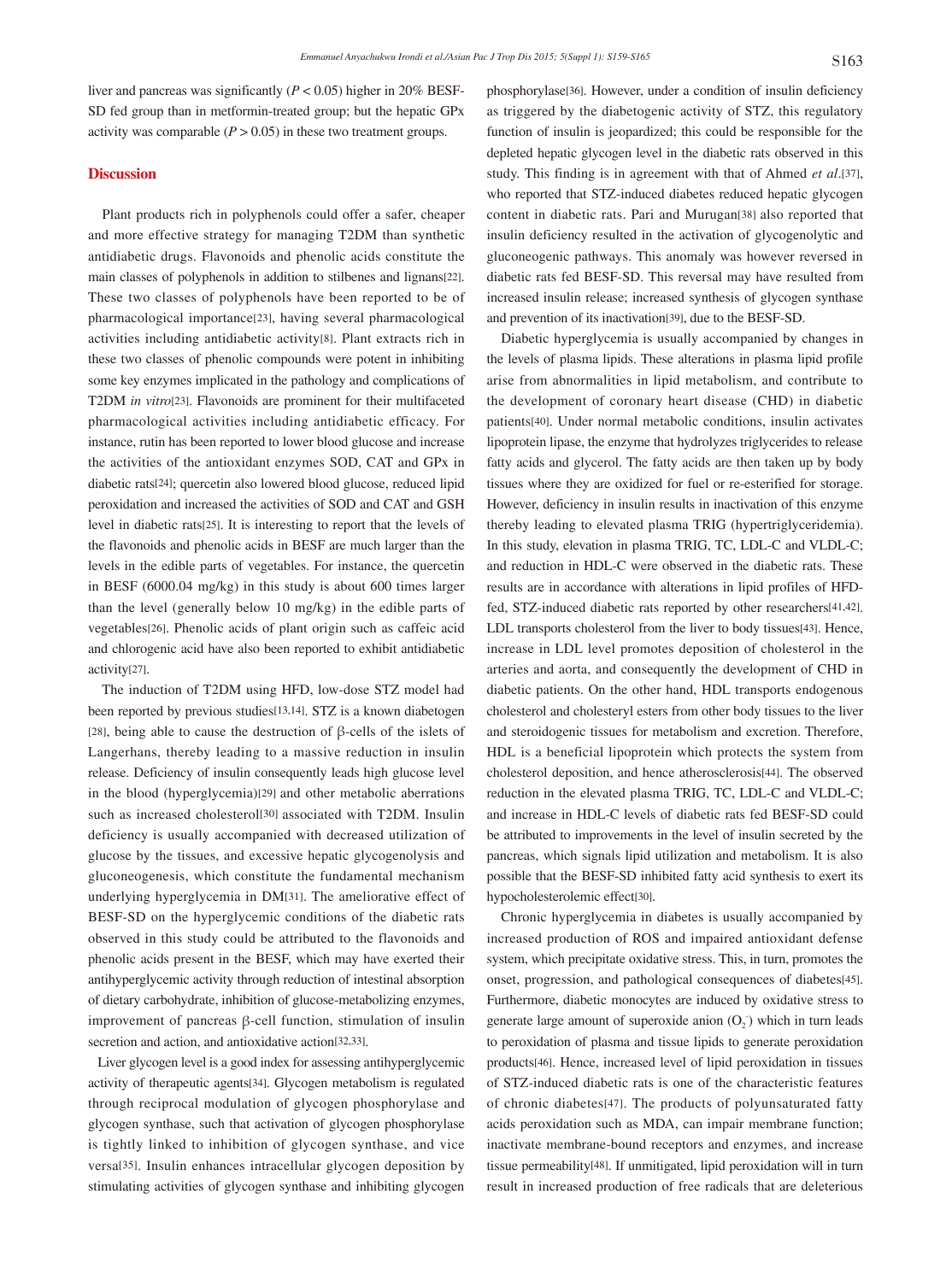liver and pancreas was significantly ($P < 0.05$) higher in 20% BESF-SD fed group than in metformin-treated group; but the hepatic GPx activity was comparable ($P > 0.05$) in these two treatment groups.

## Discussion

Plant products rich in polyphenols could offer a safer, cheaper and more effective strategy for managing T2DM than synthetic antidiabetic drugs. Flavonoids and phenolic acids constitute the main classes of polyphenols in addition to stilbenes and lignans[22]. These two classes of polyphenols have been reported to be of pharmacological importance[23], having several pharmacological activities including antidiabetic activity[8]. Plant extracts rich in these two classes of phenolic compounds were potent in inhibiting some key enzymes implicated in the pathology and complications of T2DM *in vitro*[23]. Flavonoids are prominent for their multifaceted pharmacological activities including antidiabetic efficacy. For instance, rutin has been reported to lower blood glucose and increase the activities of the antioxidant enzymes SOD, CAT and GPx in diabetic rats[24]; quercetin also lowered blood glucose, reduced lipid peroxidation and increased the activities of SOD and CAT and GSH level in diabetic rats[25]. It is interesting to report that the levels of the flavonoids and phenolic acids in BESF are much larger than the levels in the edible parts of vegetables. For instance, the quercetin in BESF (6000.04 mg/kg) in this study is about 600 times larger than the level (generally below 10 mg/kg) in the edible parts of vegetables[26]. Phenolic acids of plant origin such as caffeic acid and chlorogenic acid have also been reported to exhibit antidiabetic activity[27].

The induction of T2DM using HFD, low-dose STZ model had been reported by previous studies[13,14]. STZ is a known diabetogen [28], being able to cause the destruction of β-cells of the islets of Langerhans, thereby leading to a massive reduction in insulin release. Deficiency of insulin consequently leads high glucose level in the blood (hyperglycemia)[29] and other metabolic aberrations such as increased cholesterol[30] associated with T2DM. Insulin deficiency is usually accompanied with decreased utilization of glucose by the tissues, and excessive hepatic glycogenolysis and gluconeogenesis, which constitute the fundamental mechanism underlying hyperglycemia in DM[31]. The ameliorative effect of BESF-SD on the hyperglycemic conditions of the diabetic rats observed in this study could be attributed to the flavonoids and phenolic acids present in the BESF, which may have exerted their antihyperglycemic activity through reduction of intestinal absorption of dietary carbohydrate, inhibition of glucose-metabolizing enzymes, improvement of pancreas β-cell function, stimulation of insulin secretion and action, and antioxidative action[32,33].

Liver glycogen level is a good index for assessing antihyperglycemic activity of therapeutic agents[34]. Glycogen metabolism is regulated through reciprocal modulation of glycogen phosphorylase and glycogen synthase, such that activation of glycogen phosphorylase is tightly linked to inhibition of glycogen synthase, and vice versa[35]. Insulin enhances intracellular glycogen deposition by stimulating activities of glycogen synthase and inhibiting glycogen phosphorylase[36]. However, under a condition of insulin deficiency as triggered by the diabetogenic activity of STZ, this regulatory function of insulin is jeopardized; this could be responsible for the depleted hepatic glycogen level in the diabetic rats observed in this study. This finding is in agreement with that of Ahmed *et al*.[37], who reported that STZ-induced diabetes reduced hepatic glycogen content in diabetic rats. Pari and Murugan[38] also reported that insulin deficiency resulted in the activation of glycogenolytic and gluconeogenic pathways. This anomaly was however reversed in diabetic rats fed BESF-SD. This reversal may have resulted from increased insulin release; increased synthesis of glycogen synthase and prevention of its inactivation[39], due to the BESF-SD.

Diabetic hyperglycemia is usually accompanied by changes in the levels of plasma lipids. These alterations in plasma lipid profile arise from abnormalities in lipid metabolism, and contribute to the development of coronary heart disease (CHD) in diabetic patients[40]. Under normal metabolic conditions, insulin activates lipoprotein lipase, the enzyme that hydrolyzes triglycerides to release fatty acids and glycerol. The fatty acids are then taken up by body tissues where they are oxidized for fuel or re-esterified for storage. However, deficiency in insulin results in inactivation of this enzyme thereby leading to elevated plasma TRIG (hypertriglyceridemia). In this study, elevation in plasma TRIG, TC, LDL-C and VLDL-C; and reduction in HDL-C were observed in the diabetic rats. These results are in accordance with alterations in lipid profiles of HFD-fed, STZ-induced diabetic rats reported by other researchers[41,42]. LDL transports cholesterol from the liver to body tissues[43]. Hence, increase in LDL level promotes deposition of cholesterol in the arteries and aorta, and consequently the development of CHD in diabetic patients. On the other hand, HDL transports endogenous cholesterol and cholesteryl esters from other body tissues to the liver and steroidogenic tissues for metabolism and excretion. Therefore, HDL is a beneficial lipoprotein which protects the system from cholesterol deposition, and hence atherosclerosis[44]. The observed reduction in the elevated plasma TRIG, TC, LDL-C and VLDL-C; and increase in HDL-C levels of diabetic rats fed BESF-SD could be attributed to improvements in the level of insulin secreted by the pancreas, which signals lipid utilization and metabolism. It is also possible that the BESF-SD inhibited fatty acid synthesis to exert its hypocholesterolemic effect[30].

Chronic hyperglycemia in diabetes is usually accompanied by increased production of ROS and impaired antioxidant defense system, which precipitate oxidative stress. This, in turn, promotes the onset, progression, and pathological consequences of diabetes[45]. Furthermore, diabetic monocytes are induced by oxidative stress to generate large amount of superoxide anion ($O_2^-$) which in turn leads to peroxidation of plasma and tissue lipids to generate peroxidation products[46]. Hence, increased level of lipid peroxidation in tissues of STZ-induced diabetic rats is one of the characteristic features of chronic diabetes[47]. The products of polyunsaturated fatty acids peroxidation such as MDA, can impair membrane function; inactivate membrane-bound receptors and enzymes, and increase tissue permeability[48]. If unmitigated, lipid peroxidation will in turn result in increased production of free radicals that are deleterious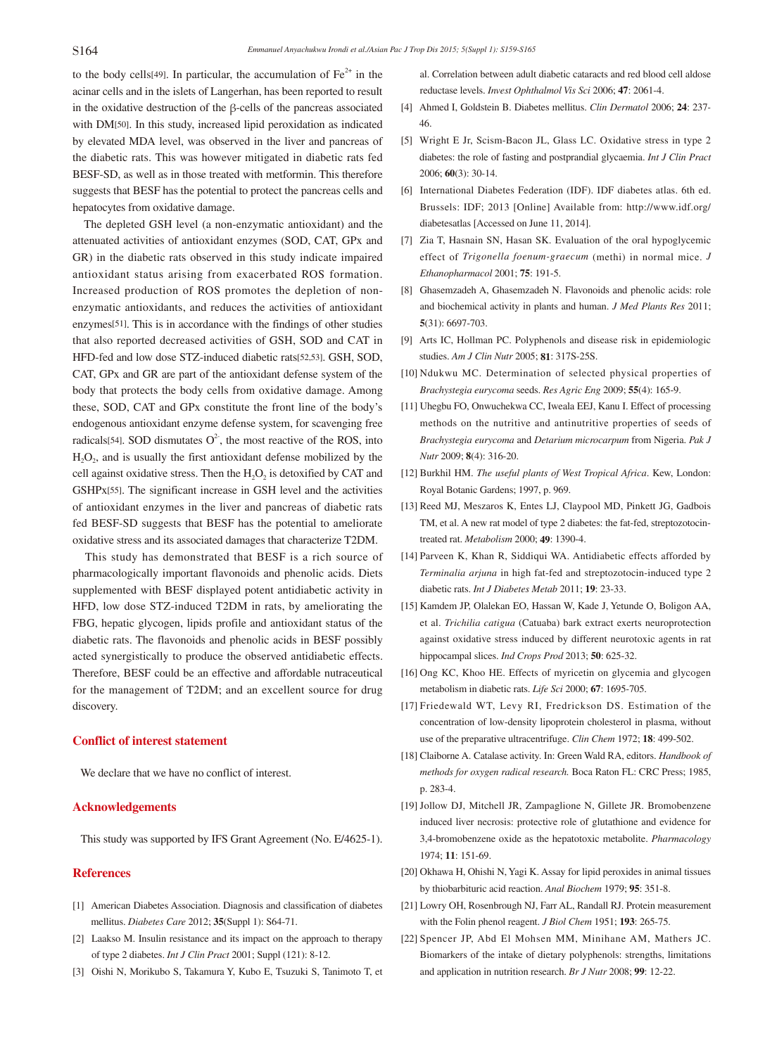to the body cells[49]. In particular, the accumulation of $Fe^{2+}$ in the acinar cells and in the islets of Langerhan, has been reported to result in the oxidative destruction of the β-cells of the pancreas associated with DM[50]. In this study, increased lipid peroxidation as indicated by elevated MDA level, was observed in the liver and pancreas of the diabetic rats. This was however mitigated in diabetic rats fed BESF-SD, as well as in those treated with metformin. This therefore suggests that BESF has the potential to protect the pancreas cells and hepatocytes from oxidative damage.

The depleted GSH level (a non-enzymatic antioxidant) and the attenuated activities of antioxidant enzymes (SOD, CAT, GPx and GR) in the diabetic rats observed in this study indicate impaired antioxidant status arising from exacerbated ROS formation. Increased production of ROS promotes the depletion of non-enzymatic antioxidants, and reduces the activities of antioxidant enzymes[51]. This is in accordance with the findings of other studies that also reported decreased activities of GSH, SOD and CAT in HFD-fed and low dose STZ-induced diabetic rats[52,53]. GSH, SOD, CAT, GPx and GR are part of the antioxidant defense system of the body that protects the body cells from oxidative damage. Among these, SOD, CAT and GPx constitute the front line of the body's endogenous antioxidant enzyme defense system, for scavenging free radicals[54]. SOD dismutates $O^{2-}$, the most reactive of the ROS, into $H_2O_2$, and is usually the first antioxidant defense mobilized by the cell against oxidative stress. Then the $H_2O_2$ is detoxified by CAT and GSHPx[55]. The significant increase in GSH level and the activities of antioxidant enzymes in the liver and pancreas of diabetic rats fed BESF-SD suggests that BESF has the potential to ameliorate oxidative stress and its associated damages that characterize T2DM.

This study has demonstrated that BESF is a rich source of pharmacologically important flavonoids and phenolic acids. Diets supplemented with BESF displayed potent antidiabetic activity in HFD, low dose STZ-induced T2DM in rats, by ameliorating the FBG, hepatic glycogen, lipids profile and antioxidant status of the diabetic rats. The flavonoids and phenolic acids in BESF possibly acted synergistically to produce the observed antidiabetic effects. Therefore, BESF could be an effective and affordable nutraceutical for the management of T2DM; and an excellent source for drug discovery.

## Conflict of interest statement

We declare that we have no conflict of interest.

## Acknowledgements

This study was supported by IFS Grant Agreement (No. E/4625-1).

## References

[1] American Diabetes Association. Diagnosis and classification of diabetes mellitus. *Diabetes Care* 2012; **35**(Suppl 1): S64-71.

[2] Laakso M. Insulin resistance and its impact on the approach to therapy of type 2 diabetes. *Int J Clin Pract* 2001; Suppl (121): 8-12.

[3] Oishi N, Morikubo S, Takamura Y, Kubo E, Tsuzuki S, Tanimoto T, et al. Correlation between adult diabetic cataracts and red blood cell aldose reductase levels. *Invest Ophthalmol Vis Sci* 2006; **47**: 2061-4.

[4] Ahmed I, Goldstein B. Diabetes mellitus. *Clin Dermatol* 2006; **24**: 237-46.

[5] Wright E Jr, Scism-Bacon JL, Glass LC. Oxidative stress in type 2 diabetes: the role of fasting and postprandial glycaemia. *Int J Clin Pract* 2006; **60**(3): 30-14.

[6] International Diabetes Federation (IDF). IDF diabetes atlas. 6th ed. Brussels: IDF; 2013 [Online] Available from: http://www.idf.org/diabetesatlas [Accessed on June 11, 2014].

[7] Zia T, Hasnain SN, Hasan SK. Evaluation of the oral hypoglycemic effect of *Trigonella foenum-graecum* (methi) in normal mice. *J Ethanopharmacol* 2001; **75**: 191-5.

[8] Ghasemzadeh A, Ghasemzadeh N. Flavonoids and phenolic acids: role and biochemical activity in plants and human. *J Med Plants Res* 2011; **5**(31): 6697-703.

[9] Arts IC, Hollman PC. Polyphenols and disease risk in epidemiologic studies. *Am J Clin Nutr* 2005; **81**: 317S-25S.

[10] Ndukwu MC. Determination of selected physical properties of *Brachystegia eurycoma* seeds. *Res Agric Eng* 2009; **55**(4): 165-9.

[11] Uhegbu FO, Onwuchekwa CC, Iweala EEJ, Kanu I. Effect of processing methods on the nutritive and antinutritive properties of seeds of *Brachystegia eurycoma* and *Detarium microcarpum* from Nigeria. *Pak J Nutr* 2009; **8**(4): 316-20.

[12] Burkhil HM. *The useful plants of West Tropical Africa*. Kew, London: Royal Botanic Gardens; 1997, p. 969.

[13] Reed MJ, Meszaros K, Entes LJ, Claypool MD, Pinkett JG, Gadbois TM, et al. A new rat model of type 2 diabetes: the fat-fed, streptozotocin-treated rat. *Metabolism* 2000; **49**: 1390-4.

[14] Parveen K, Khan R, Siddiqui WA. Antidiabetic effects afforded by *Terminalia arjuna* in high fat-fed and streptozotocin-induced type 2 diabetic rats. *Int J Diabetes Metab* 2011; **19**: 23-33.

[15] Kamdem JP, Olalekan EO, Hassan W, Kade J, Yetunde O, Boligon AA, et al. *Trichilia catigua* (Catuaba) bark extract exerts neuroprotection against oxidative stress induced by different neurotoxic agents in rat hippocampal slices. *Ind Crops Prod* 2013; **50**: 625-32.

[16] Ong KC, Khoo HE. Effects of myricetin on glycemia and glycogen metabolism in diabetic rats. *Life Sci* 2000; **67**: 1695-705.

[17] Friedewald WT, Levy RI, Fredrickson DS. Estimation of the concentration of low-density lipoprotein cholesterol in plasma, without use of the preparative ultracentrifuge. *Clin Chem* 1972; **18**: 499-502.

[18] Claiborne A. Catalase activity. In: Green Wald RA, editors. *Handbook of methods for oxygen radical research.* Boca Raton FL: CRC Press; 1985, p. 283-4.

[19] Jollow DJ, Mitchell JR, Zampaglione N, Gillete JR. Bromobenzene induced liver necrosis: protective role of glutathione and evidence for 3,4-bromobenzene oxide as the hepatotoxic metabolite. *Pharmacology* 1974; **11**: 151-69.

[20] Okhawa H, Ohishi N, Yagi K. Assay for lipid peroxides in animal tissues by thiobarbituric acid reaction. *Anal Biochem* 1979; **95**: 351-8.

[21] Lowry OH, Rosenbrough NJ, Farr AL, Randall RJ. Protein measurement with the Folin phenol reagent. *J Biol Chem* 1951; **193**: 265-75.

[22] Spencer JP, Abd El Mohsen MM, Minihane AM, Mathers JC. Biomarkers of the intake of dietary polyphenols: strengths, limitations and application in nutrition research. *Br J Nutr* 2008; **99**: 12-22.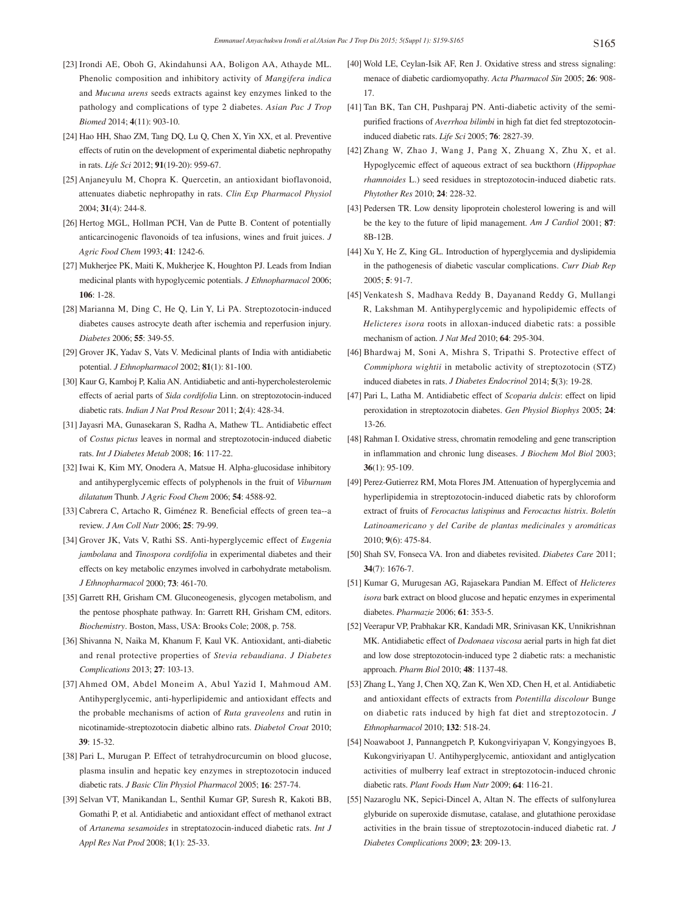[23] Irondi AE, Oboh G, Akindahunsi AA, Boligon AA, Athayde ML. Phenolic composition and inhibitory activity of *Mangifera indica* and *Mucuna urens* seeds extracts against key enzymes linked to the pathology and complications of type 2 diabetes. *Asian Pac J Trop Biomed* 2014; **4**(11): 903-10.

[24] Hao HH, Shao ZM, Tang DQ, Lu Q, Chen X, Yin XX, et al. Preventive effects of rutin on the development of experimental diabetic nephropathy in rats. *Life Sci* 2012; **91**(19-20): 959-67.

[25] Anjaneyulu M, Chopra K. Quercetin, an antioxidant bioflavonoid, attenuates diabetic nephropathy in rats. *Clin Exp Pharmacol Physiol* 2004; **31**(4): 244-8.

[26] Hertog MGL, Hollman PCH, Van de Putte B. Content of potentially anticarcinogenic flavonoids of tea infusions, wines and fruit juices. *J Agric Food Chem* 1993; **41**: 1242-6.

[27] Mukherjee PK, Maiti K, Mukherjee K, Houghton PJ. Leads from Indian medicinal plants with hypoglycemic potentials. *J Ethnopharmacol* 2006; **106**: 1-28.

[28] Marianna M, Ding C, He Q, Lin Y, Li PA. Streptozotocin-induced diabetes causes astrocyte death after ischemia and reperfusion injury. *Diabetes* 2006; **55**: 349-55.

[29] Grover JK, Yadav S, Vats V. Medicinal plants of India with antidiabetic potential. *J Ethnopharmacol* 2002; **81**(1): 81-100.

[30] Kaur G, Kamboj P, Kalia AN. Antidiabetic and anti-hypercholesterolemic effects of aerial parts of *Sida cordifolia* Linn. on streptozotocin-induced diabetic rats. *Indian J Nat Prod Resour* 2011; **2**(4): 428-34.

[31] Jayasri MA, Gunasekaran S, Radha A, Mathew TL. Antidiabetic effect of *Costus pictus* leaves in normal and streptozotocin-induced diabetic rats. *Int J Diabetes Metab* 2008; **16**: 117-22.

[32] Iwai K, Kim MY, Onodera A, Matsue H. Alpha-glucosidase inhibitory and antihyperglycemic effects of polyphenols in the fruit of *Viburnum dilatatum* Thunb. *J Agric Food Chem* 2006; **54**: 4588-92.

[33] Cabrera C, Artacho R, Giménez R. Beneficial effects of green tea--a review. *J Am Coll Nutr* 2006; **25**: 79-99.

[34] Grover JK, Vats V, Rathi SS. Anti-hyperglycemic effect of *Eugenia jambolana* and *Tinospora cordifolia* in experimental diabetes and their effects on key metabolic enzymes involved in carbohydrate metabolism. *J Ethnopharmacol* 2000; **73**: 461-70.

[35] Garrett RH, Grisham CM. Gluconeogenesis, glycogen metabolism, and the pentose phosphate pathway. In: Garrett RH, Grisham CM, editors. *Biochemistry*. Boston, Mass, USA: Brooks Cole; 2008, p. 758.

[36] Shivanna N, Naika M, Khanum F, Kaul VK. Antioxidant, anti-diabetic and renal protective properties of *Stevia rebaudiana*. *J Diabetes Complications* 2013; **27**: 103-13.

[37] Ahmed OM, Abdel Moneim A, Abul Yazid I, Mahmoud AM. Antihyperglycemic, anti-hyperlipidemic and antioxidant effects and the probable mechanisms of action of *Ruta graveolens* and rutin in nicotinamide-streptozotocin diabetic albino rats. *Diabetol Croat* 2010; **39**: 15-32.

[38] Pari L, Murugan P. Effect of tetrahydrocurcumin on blood glucose, plasma insulin and hepatic key enzymes in streptozotocin induced diabetic rats. *J Basic Clin Physiol Pharmacol* 2005; **16**: 257-74.

[39] Selvan VT, Manikandan L, Senthil Kumar GP, Suresh R, Kakoti BB, Gomathi P, et al. Antidiabetic and antioxidant effect of methanol extract of *Artanema sesamoides* in streptatozocin-induced diabetic rats. *Int J Appl Res Nat Prod* 2008; **1**(1): 25-33.

[40] Wold LE, Ceylan-Isik AF, Ren J. Oxidative stress and stress signaling: menace of diabetic cardiomyopathy. *Acta Pharmacol Sin* 2005; **26**: 908-17.

[41] Tan BK, Tan CH, Pushparaj PN. Anti-diabetic activity of the semi-purified fractions of *Averrhoa bilimbi* in high fat diet fed streptozotocin-induced diabetic rats. *Life Sci* 2005; **76**: 2827-39.

[42] Zhang W, Zhao J, Wang J, Pang X, Zhuang X, Zhu X, et al. Hypoglycemic effect of aqueous extract of sea buckthorn (*Hippophae rhamnoides* L.) seed residues in streptozotocin-induced diabetic rats. *Phytother Res* 2010; **24**: 228-32.

[43] Pedersen TR. Low density lipoprotein cholesterol lowering is and will be the key to the future of lipid management. *Am J Cardiol* 2001; **87**: 8B-12B.

[44] Xu Y, He Z, King GL. Introduction of hyperglycemia and dyslipidemia in the pathogenesis of diabetic vascular complications. *Curr Diab Rep* 2005; **5**: 91-7.

[45] Venkatesh S, Madhava Reddy B, Dayanand Reddy G, Mullangi R, Lakshman M. Antihyperglycemic and hypolipidemic effects of *Helicteres isora* roots in alloxan-induced diabetic rats: a possible mechanism of action. *J Nat Med* 2010; **64**: 295-304.

[46] Bhardwaj M, Soni A, Mishra S, Tripathi S. Protective effect of *Commiphora wightii* in metabolic activity of streptozotocin (STZ) induced diabetes in rats. *J Diabetes Endocrinol* 2014; **5**(3): 19-28.

[47] Pari L, Latha M. Antidiabetic effect of *Scoparia dulcis*: effect on lipid peroxidation in streptozotocin diabetes. *Gen Physiol Biophys* 2005; **24**: 13-26.

[48] Rahman I. Oxidative stress, chromatin remodeling and gene transcription in inflammation and chronic lung diseases. *J Biochem Mol Biol* 2003; **36**(1): 95-109.

[49] Perez-Gutierrez RM, Mota Flores JM. Attenuation of hyperglycemia and hyperlipidemia in streptozotocin-induced diabetic rats by chloroform extract of fruits of *Ferocactus latispinus* and *Ferocactus histrix*. *Boletín Latinoamericano y del Caribe de plantas medicinales y aromáticas* 2010; **9**(6): 475-84.

[50] Shah SV, Fonseca VA. Iron and diabetes revisited. *Diabetes Care* 2011; **34**(7): 1676-7.

[51] Kumar G, Murugesan AG, Rajasekara Pandian M. Effect of *Helicteres isora* bark extract on blood glucose and hepatic enzymes in experimental diabetes. *Pharmazie* 2006; **61**: 353-5.

[52] Veerapur VP, Prabhakar KR, Kandadi MR, Srinivasan KK, Unnikrishnan MK. Antidiabetic effect of *Dodonaea viscosa* aerial parts in high fat diet and low dose streptozotocin-induced type 2 diabetic rats: a mechanistic approach. *Pharm Biol* 2010; **48**: 1137-48.

[53] Zhang L, Yang J, Chen XQ, Zan K, Wen XD, Chen H, et al. Antidiabetic and antioxidant effects of extracts from *Potentilla discolour* Bunge on diabetic rats induced by high fat diet and streptozotocin. *J Ethnopharmacol* 2010; **132**: 518-24.

[54] Noawaboot J, Pannangpetch P, Kukongviriyapan V, Kongyingyoes B, Kukongviriyapan U. Antihyperglycemic, antioxidant and antiglycation activities of mulberry leaf extract in streptozotocin-induced chronic diabetic rats. *Plant Foods Hum Nutr* 2009; **64**: 116-21.

[55] Nazaroglu NK, Sepici-Dincel A, Altan N. The effects of sulfonylurea glyburide on superoxide dismutase, catalase, and glutathione peroxidase activities in the brain tissue of streptozotocin-induced diabetic rat. *J Diabetes Complications* 2009; **23**: 209-13.